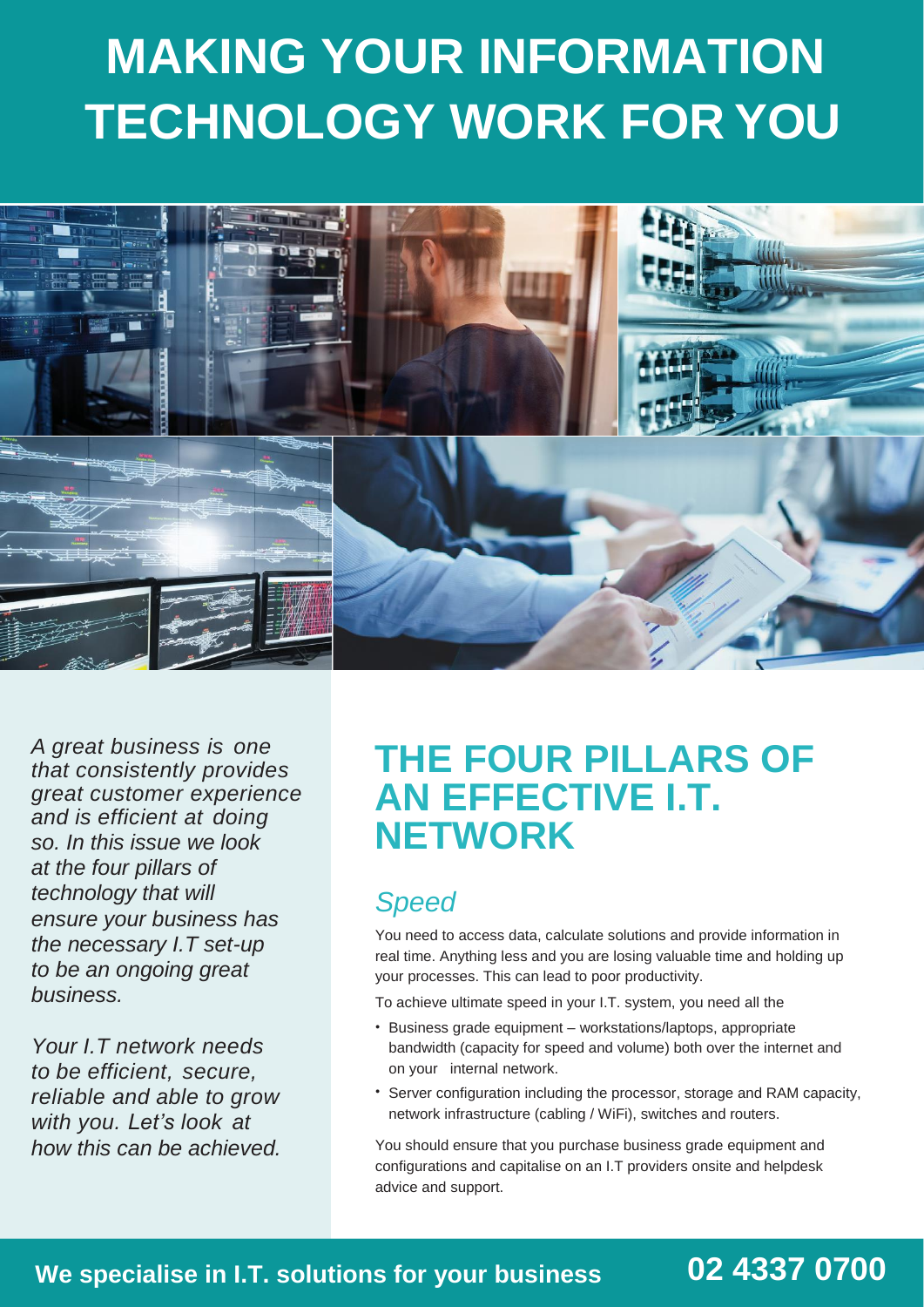# MAKING YOUR INFORMATION TECHNOLOGY WORK FOR YOU

*A great business is one that consistently provides great customer experience and is efficient at doing so. In this issue we look at the four pillars of technology that will ensure your business has the necessary I.T set-up to be an ongoing great business.*

*Your I.T network needs to be efficient, secure, reliable and able to grow with you. Let's look at how this can be achieved.*

## THE FOUR PILLARS OF AN EFFECTIVE I.T. NETWORK

### *Speed*

You need to access data, calculate solutions and provide information in real time. Anything less and you are losing valuable time and holding up your processes. This can lead to poor productivity.

To achieve ultimate speed in your I.T. system, you need all the

- Business grade equipment – workstations/laptops, appropriate bandwidth (capacity for speed and volume) both over the internet and on your internal network.
- Server configuration including the processor, storage and RAM capacity, network infrastructure (cabling / WiFi), switches and routers.

You should ensure that you purchase business grade equipment and configurations and capitalise on an I.T providers onsite and helpdesk advice and support.

**We specialise in I.T. solutions for your business** **02 4337 0700**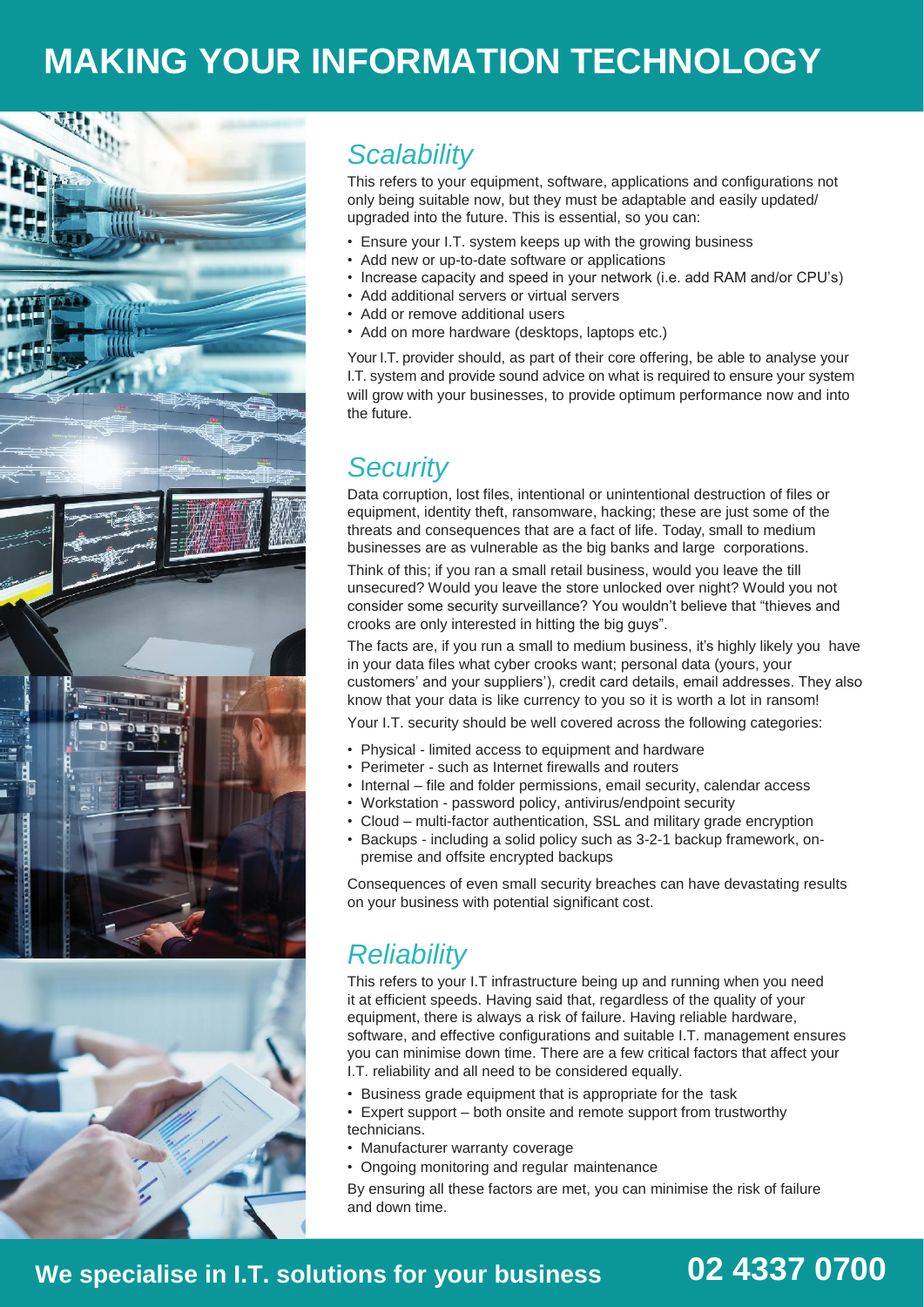# MAKING YOUR INFORMATION TECHNOLOGY

## *Scalability*

This refers to your equipment, software, applications and configurations not only being suitable now, but they must be adaptable and easily updated/ upgraded into the future. This is essential, so you can:

- Ensure your I.T. system keeps up with the growing business
- Add new or up-to-date software or applications
- Increase capacity and speed in your network (i.e. add RAM and/or CPU's)
- Add additional servers or virtual servers
- Add or remove additional users
- Add on more hardware (desktops, laptops etc.)

Your I.T. provider should, as part of their core offering, be able to analyse your I.T. system and provide sound advice on what is required to ensure your system will grow with your businesses, to provide optimum performance now and into the future.

## *Security*

Data corruption, lost files, intentional or unintentional destruction of files or equipment, identity theft, ransomware, hacking; these are just some of the threats and consequences that are a fact of life. Today, small to medium businesses are as vulnerable as the big banks and large corporations.

Think of this; if you ran a small retail business, would you leave the till unsecured? Would you leave the store unlocked over night? Would you not consider some security surveillance? You wouldn't believe that "thieves and crooks are only interested in hitting the big guys".

The facts are, if you run a small to medium business, it's highly likely you have in your data files what cyber crooks want; personal data (yours, your customers' and your suppliers'), credit card details, email addresses. They also know that your data is like currency to you so it is worth a lot in ransom!

Your I.T. security should be well covered across the following categories:

- Physical - limited access to equipment and hardware
- Perimeter - such as Internet firewalls and routers
- Internal – file and folder permissions, email security, calendar access
- Workstation - password policy, antivirus/endpoint security
- Cloud – multi-factor authentication, SSL and military grade encryption
- Backups - including a solid policy such as 3-2-1 backup framework, on-premise and offsite encrypted backups

Consequences of even small security breaches can have devastating results on your business with potential significant cost.

## *Reliability*

This refers to your I.T infrastructure being up and running when you need it at efficient speeds. Having said that, regardless of the quality of your equipment, there is always a risk of failure. Having reliable hardware, software, and effective configurations and suitable I.T. management ensures you can minimise down time. There are a few critical factors that affect your I.T. reliability and all need to be considered equally.

- Business grade equipment that is appropriate for the task
- Expert support – both onsite and remote support from trustworthy technicians.
- Manufacturer warranty coverage
- Ongoing monitoring and regular maintenance

By ensuring all these factors are met, you can minimise the risk of failure and down time.

**We specialise in I.T. solutions for your business** **02 4337 0700**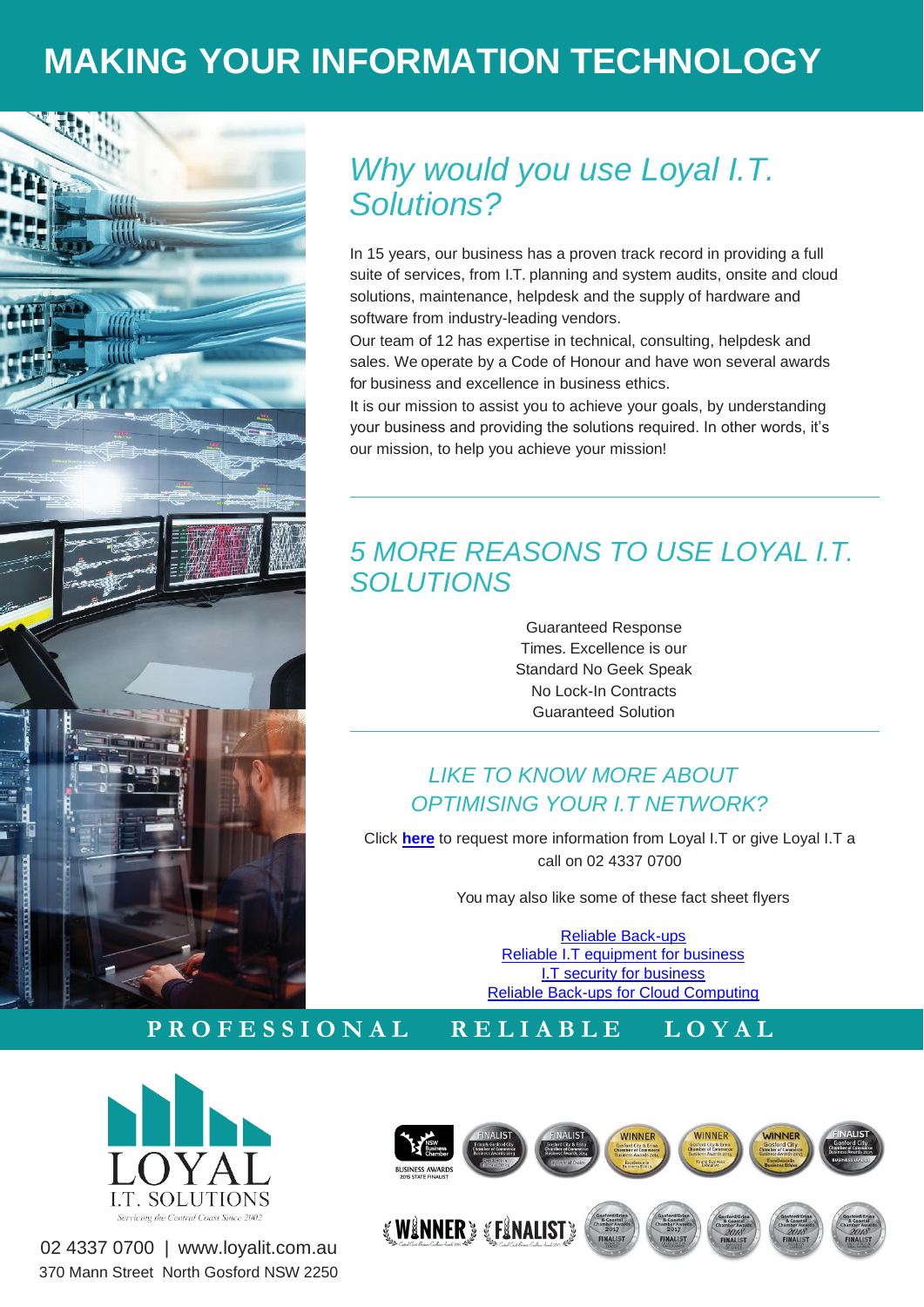# MAKING YOUR INFORMATION TECHNOLOGY

## *Why would you use Loyal I.T. Solutions?*

In 15 years, our business has a proven track record in providing a full suite of services, from I.T. planning and system audits, onsite and cloud solutions, maintenance, helpdesk and the supply of hardware and software from industry-leading vendors.

Our team of 12 has expertise in technical, consulting, helpdesk and sales. We operate by a Code of Honour and have won several awards for business and excellence in business ethics.

It is our mission to assist you to achieve your goals, by understanding your business and providing the solutions required. In other words, it's our mission, to help you achieve your mission!

## *5 MORE REASONS TO USE LOYAL I.T. SOLUTIONS*

Guaranteed Response Times. Excellence is our Standard No Geek Speak No Lock-In Contracts Guaranteed Solution

### *LIKE TO KNOW MORE ABOUT OPTIMISING YOUR I.T NETWORK?*

Click **here** to request more information from Loyal I.T or give Loyal I.T a call on 02 4337 0700

You may also like some of these fact sheet flyers

Reliable Back-ups
Reliable I.T equipment for business
I.T security for business
Reliable Back-ups for Cloud Computing

**PROFESSIONAL RELIABLE LOYAL**

LOYAL
I.T. SOLUTIONS
*Servicing the Central Coast Since 2002*

02 4337 0700 | www.loyalit.com.au
370 Mann Street North Gosford NSW 2250